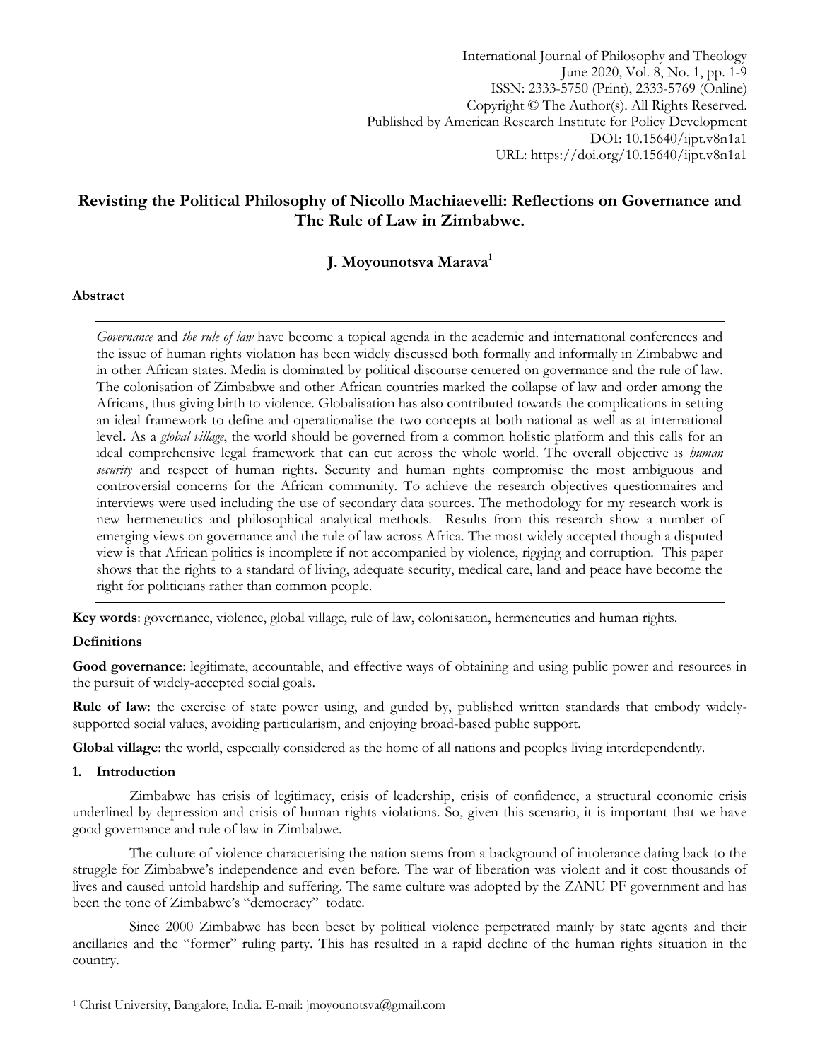# Revisting the Political Philosophy of Nicollo Machiaevelli: Reflections on Governance and The Rule of Law in Zimbabwe.

**J. Moyounotsva Marava[1]**

### Abstract

*Governance* and *the rule of law* have become a topical agenda in the academic and international conferences and the issue of human rights violation has been widely discussed both formally and informally in Zimbabwe and in other African states. Media is dominated by political discourse centered on governance and the rule of law. The colonisation of Zimbabwe and other African countries marked the collapse of law and order among the Africans, thus giving birth to violence. Globalisation has also contributed towards the complications in setting an ideal framework to define and operationalise the two concepts at both national as well as at international level**.** As a *global village*, the world should be governed from a common holistic platform and this calls for an ideal comprehensive legal framework that can cut across the whole world. The overall objective is *human security* and respect of human rights. Security and human rights compromise the most ambiguous and controversial concerns for the African community. To achieve the research objectives questionnaires and interviews were used including the use of secondary data sources. The methodology for my research work is new hermeneutics and philosophical analytical methods. Results from this research show a number of emerging views on governance and the rule of law across Africa. The most widely accepted though a disputed view is that African politics is incomplete if not accompanied by violence, rigging and corruption. This paper shows that the rights to a standard of living, adequate security, medical care, land and peace have become the right for politicians rather than common people.

**Key words**: governance, violence, global village, rule of law, colonisation, hermeneutics and human rights.

### Definitions

**Good governance**: legitimate, accountable, and effective ways of obtaining and using public power and resources in the pursuit of widely-accepted social goals.

**Rule of law**: the exercise of state power using, and guided by, published written standards that embody widely-supported social values, avoiding particularism, and enjoying broad-based public support.

**Global village**: the world, especially considered as the home of all nations and peoples living interdependently.

## 1. Introduction

Zimbabwe has crisis of legitimacy, crisis of leadership, crisis of confidence, a structural economic crisis underlined by depression and crisis of human rights violations. So, given this scenario, it is important that we have good governance and rule of law in Zimbabwe.

The culture of violence characterising the nation stems from a background of intolerance dating back to the struggle for Zimbabwe's independence and even before. The war of liberation was violent and it cost thousands of lives and caused untold hardship and suffering. The same culture was adopted by the ZANU PF government and has been the tone of Zimbabwe's "democracy" todate.

Since 2000 Zimbabwe has been beset by political violence perpetrated mainly by state agents and their ancillaries and the "former" ruling party. This has resulted in a rapid decline of the human rights situation in the country.

---

[1] Christ University, Bangalore, India. E-mail: jmoyounotsva@gmail.com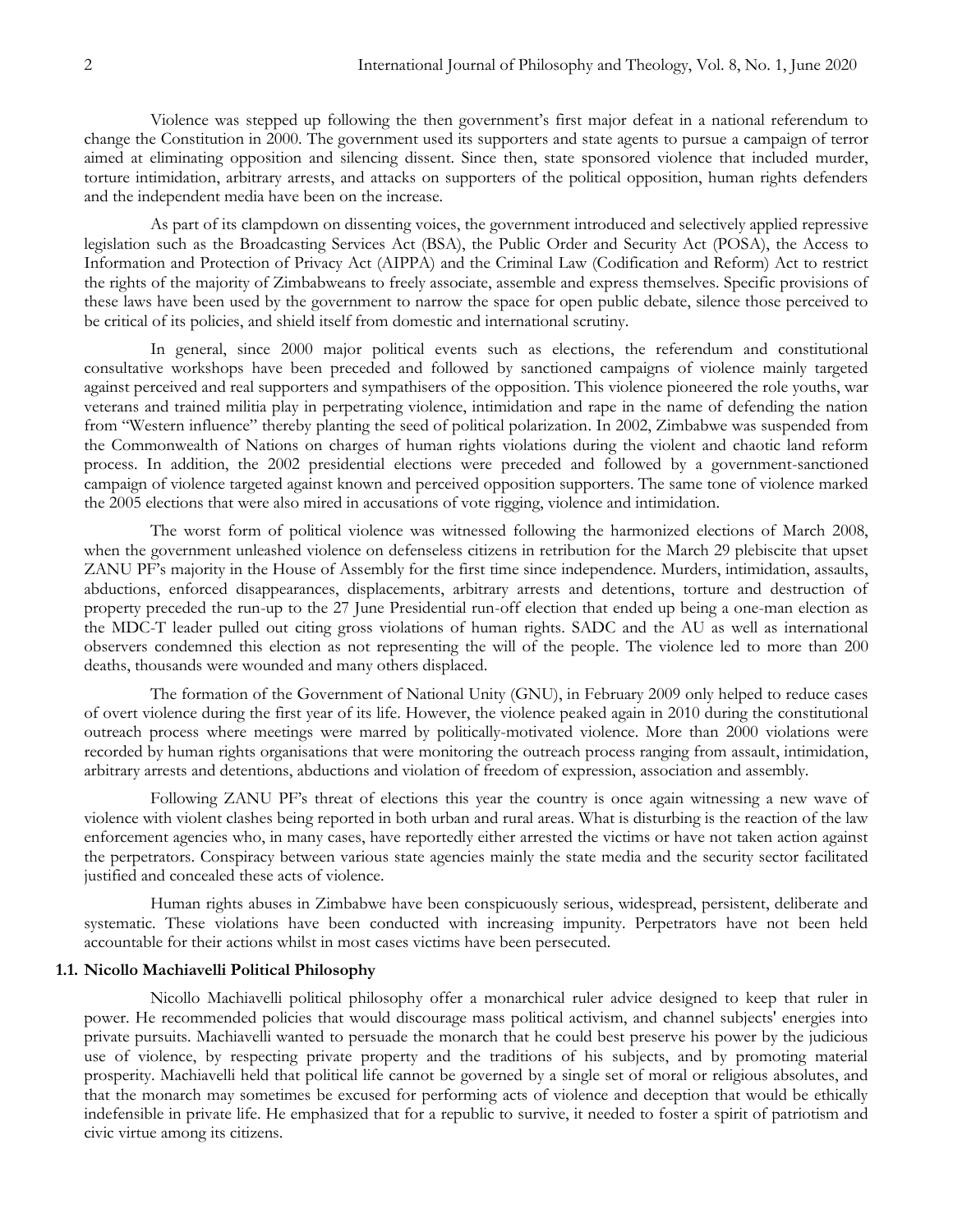Violence was stepped up following the then government's first major defeat in a national referendum to change the Constitution in 2000. The government used its supporters and state agents to pursue a campaign of terror aimed at eliminating opposition and silencing dissent. Since then, state sponsored violence that included murder, torture intimidation, arbitrary arrests, and attacks on supporters of the political opposition, human rights defenders and the independent media have been on the increase.

As part of its clampdown on dissenting voices, the government introduced and selectively applied repressive legislation such as the Broadcasting Services Act (BSA), the Public Order and Security Act (POSA), the Access to Information and Protection of Privacy Act (AIPPA) and the Criminal Law (Codification and Reform) Act to restrict the rights of the majority of Zimbabweans to freely associate, assemble and express themselves. Specific provisions of these laws have been used by the government to narrow the space for open public debate, silence those perceived to be critical of its policies, and shield itself from domestic and international scrutiny.

In general, since 2000 major political events such as elections, the referendum and constitutional consultative workshops have been preceded and followed by sanctioned campaigns of violence mainly targeted against perceived and real supporters and sympathisers of the opposition. This violence pioneered the role youths, war veterans and trained militia play in perpetrating violence, intimidation and rape in the name of defending the nation from "Western influence" thereby planting the seed of political polarization. In 2002, Zimbabwe was suspended from the Commonwealth of Nations on charges of human rights violations during the violent and chaotic land reform process. In addition, the 2002 presidential elections were preceded and followed by a government-sanctioned campaign of violence targeted against known and perceived opposition supporters. The same tone of violence marked the 2005 elections that were also mired in accusations of vote rigging, violence and intimidation.

The worst form of political violence was witnessed following the harmonized elections of March 2008, when the government unleashed violence on defenseless citizens in retribution for the March 29 plebiscite that upset ZANU PF's majority in the House of Assembly for the first time since independence. Murders, intimidation, assaults, abductions, enforced disappearances, displacements, arbitrary arrests and detentions, torture and destruction of property preceded the run-up to the 27 June Presidential run-off election that ended up being a one-man election as the MDC-T leader pulled out citing gross violations of human rights. SADC and the AU as well as international observers condemned this election as not representing the will of the people. The violence led to more than 200 deaths, thousands were wounded and many others displaced.

The formation of the Government of National Unity (GNU), in February 2009 only helped to reduce cases of overt violence during the first year of its life. However, the violence peaked again in 2010 during the constitutional outreach process where meetings were marred by politically-motivated violence. More than 2000 violations were recorded by human rights organisations that were monitoring the outreach process ranging from assault, intimidation, arbitrary arrests and detentions, abductions and violation of freedom of expression, association and assembly.

Following ZANU PF's threat of elections this year the country is once again witnessing a new wave of violence with violent clashes being reported in both urban and rural areas. What is disturbing is the reaction of the law enforcement agencies who, in many cases, have reportedly either arrested the victims or have not taken action against the perpetrators. Conspiracy between various state agencies mainly the state media and the security sector facilitated justified and concealed these acts of violence.

Human rights abuses in Zimbabwe have been conspicuously serious, widespread, persistent, deliberate and systematic. These violations have been conducted with increasing impunity. Perpetrators have not been held accountable for their actions whilst in most cases victims have been persecuted.

### 1.1. Nicollo Machiavelli Political Philosophy

Nicollo Machiavelli political philosophy offer a monarchical ruler advice designed to keep that ruler in power. He recommended policies that would discourage mass political activism, and channel subjects' energies into private pursuits. Machiavelli wanted to persuade the monarch that he could best preserve his power by the judicious use of violence, by respecting private property and the traditions of his subjects, and by promoting material prosperity. Machiavelli held that political life cannot be governed by a single set of moral or religious absolutes, and that the monarch may sometimes be excused for performing acts of violence and deception that would be ethically indefensible in private life. He emphasized that for a republic to survive, it needed to foster a spirit of patriotism and civic virtue among its citizens.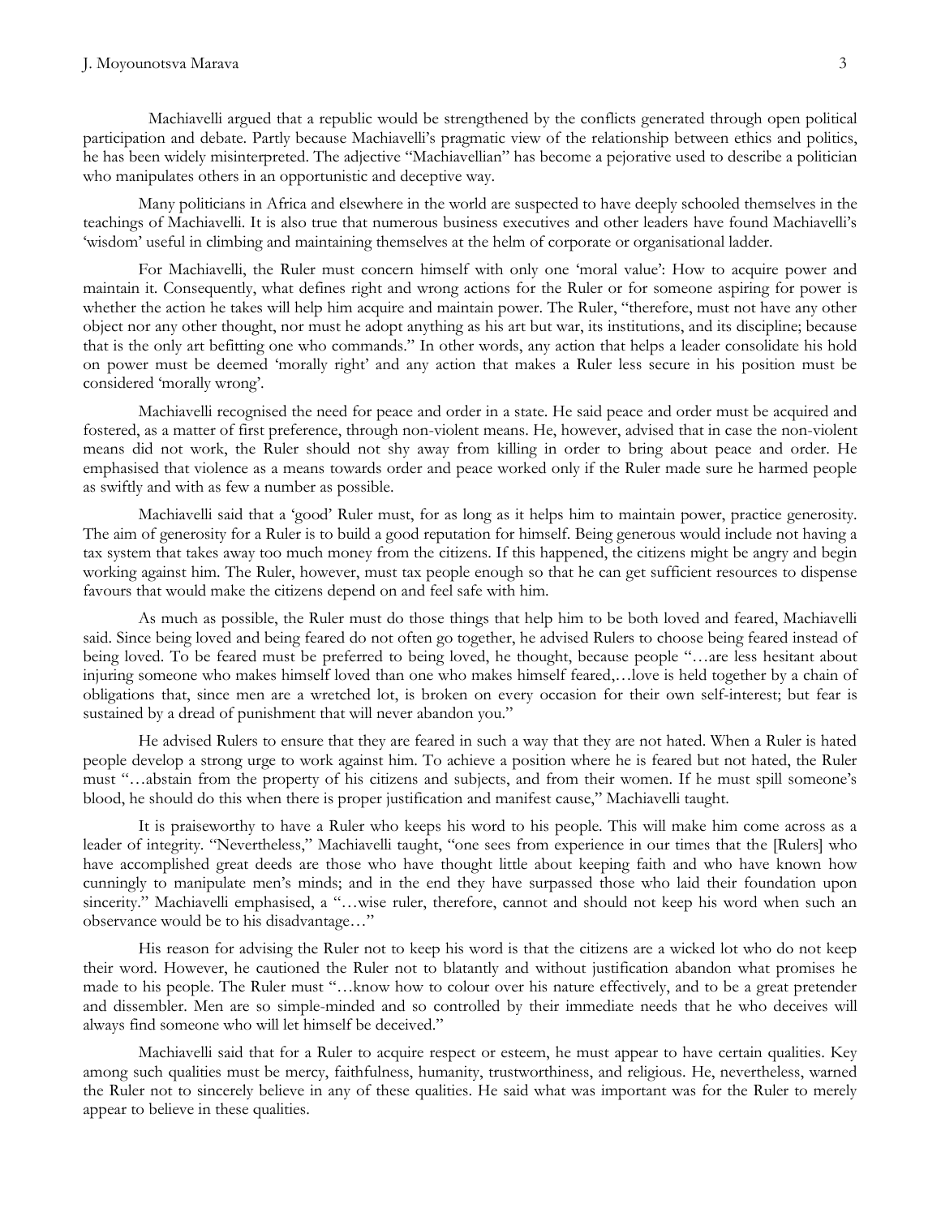Machiavelli argued that a republic would be strengthened by the conflicts generated through open political participation and debate. Partly because Machiavelli's pragmatic view of the relationship between ethics and politics, he has been widely misinterpreted. The adjective "Machiavellian" has become a pejorative used to describe a politician who manipulates others in an opportunistic and deceptive way.

Many politicians in Africa and elsewhere in the world are suspected to have deeply schooled themselves in the teachings of Machiavelli. It is also true that numerous business executives and other leaders have found Machiavelli's 'wisdom' useful in climbing and maintaining themselves at the helm of corporate or organisational ladder.

For Machiavelli, the Ruler must concern himself with only one 'moral value': How to acquire power and maintain it. Consequently, what defines right and wrong actions for the Ruler or for someone aspiring for power is whether the action he takes will help him acquire and maintain power. The Ruler, "therefore, must not have any other object nor any other thought, nor must he adopt anything as his art but war, its institutions, and its discipline; because that is the only art befitting one who commands." In other words, any action that helps a leader consolidate his hold on power must be deemed 'morally right' and any action that makes a Ruler less secure in his position must be considered 'morally wrong'.

Machiavelli recognised the need for peace and order in a state. He said peace and order must be acquired and fostered, as a matter of first preference, through non-violent means. He, however, advised that in case the non-violent means did not work, the Ruler should not shy away from killing in order to bring about peace and order. He emphasised that violence as a means towards order and peace worked only if the Ruler made sure he harmed people as swiftly and with as few a number as possible.

Machiavelli said that a 'good' Ruler must, for as long as it helps him to maintain power, practice generosity. The aim of generosity for a Ruler is to build a good reputation for himself. Being generous would include not having a tax system that takes away too much money from the citizens. If this happened, the citizens might be angry and begin working against him. The Ruler, however, must tax people enough so that he can get sufficient resources to dispense favours that would make the citizens depend on and feel safe with him.

As much as possible, the Ruler must do those things that help him to be both loved and feared, Machiavelli said. Since being loved and being feared do not often go together, he advised Rulers to choose being feared instead of being loved. To be feared must be preferred to being loved, he thought, because people "…are less hesitant about injuring someone who makes himself loved than one who makes himself feared,…love is held together by a chain of obligations that, since men are a wretched lot, is broken on every occasion for their own self-interest; but fear is sustained by a dread of punishment that will never abandon you."

He advised Rulers to ensure that they are feared in such a way that they are not hated. When a Ruler is hated people develop a strong urge to work against him. To achieve a position where he is feared but not hated, the Ruler must "…abstain from the property of his citizens and subjects, and from their women. If he must spill someone's blood, he should do this when there is proper justification and manifest cause," Machiavelli taught.

It is praiseworthy to have a Ruler who keeps his word to his people. This will make him come across as a leader of integrity. "Nevertheless," Machiavelli taught, "one sees from experience in our times that the [Rulers] who have accomplished great deeds are those who have thought little about keeping faith and who have known how cunningly to manipulate men's minds; and in the end they have surpassed those who laid their foundation upon sincerity." Machiavelli emphasised, a "…wise ruler, therefore, cannot and should not keep his word when such an observance would be to his disadvantage…"

His reason for advising the Ruler not to keep his word is that the citizens are a wicked lot who do not keep their word. However, he cautioned the Ruler not to blatantly and without justification abandon what promises he made to his people. The Ruler must "…know how to colour over his nature effectively, and to be a great pretender and dissembler. Men are so simple-minded and so controlled by their immediate needs that he who deceives will always find someone who will let himself be deceived."

Machiavelli said that for a Ruler to acquire respect or esteem, he must appear to have certain qualities. Key among such qualities must be mercy, faithfulness, humanity, trustworthiness, and religious. He, nevertheless, warned the Ruler not to sincerely believe in any of these qualities. He said what was important was for the Ruler to merely appear to believe in these qualities.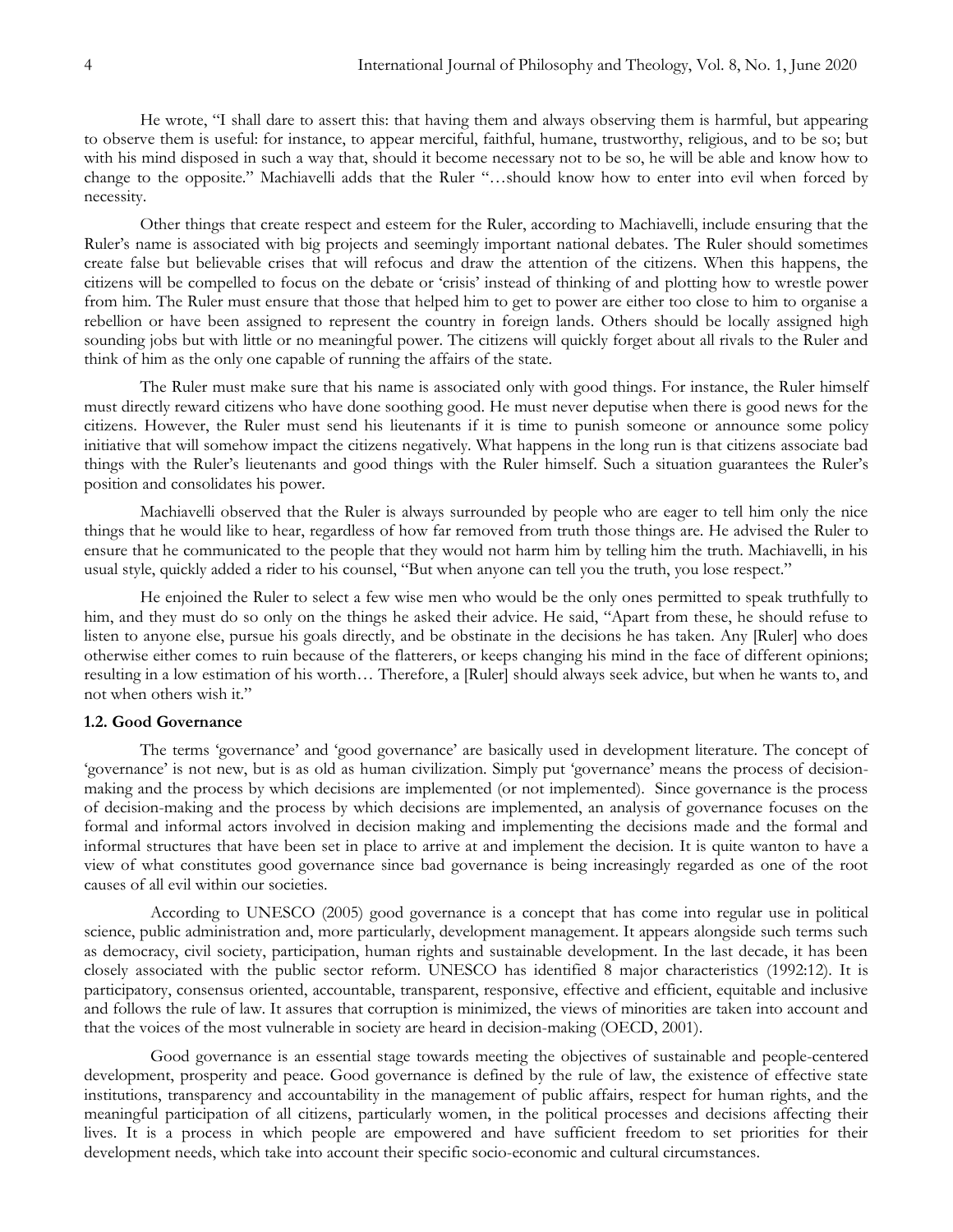He wrote, "I shall dare to assert this: that having them and always observing them is harmful, but appearing to observe them is useful: for instance, to appear merciful, faithful, humane, trustworthy, religious, and to be so; but with his mind disposed in such a way that, should it become necessary not to be so, he will be able and know how to change to the opposite." Machiavelli adds that the Ruler "…should know how to enter into evil when forced by necessity.

Other things that create respect and esteem for the Ruler, according to Machiavelli, include ensuring that the Ruler's name is associated with big projects and seemingly important national debates. The Ruler should sometimes create false but believable crises that will refocus and draw the attention of the citizens. When this happens, the citizens will be compelled to focus on the debate or 'crisis' instead of thinking of and plotting how to wrestle power from him. The Ruler must ensure that those that helped him to get to power are either too close to him to organise a rebellion or have been assigned to represent the country in foreign lands. Others should be locally assigned high sounding jobs but with little or no meaningful power. The citizens will quickly forget about all rivals to the Ruler and think of him as the only one capable of running the affairs of the state.

The Ruler must make sure that his name is associated only with good things. For instance, the Ruler himself must directly reward citizens who have done soothing good. He must never deputise when there is good news for the citizens. However, the Ruler must send his lieutenants if it is time to punish someone or announce some policy initiative that will somehow impact the citizens negatively. What happens in the long run is that citizens associate bad things with the Ruler's lieutenants and good things with the Ruler himself. Such a situation guarantees the Ruler's position and consolidates his power.

Machiavelli observed that the Ruler is always surrounded by people who are eager to tell him only the nice things that he would like to hear, regardless of how far removed from truth those things are. He advised the Ruler to ensure that he communicated to the people that they would not harm him by telling him the truth. Machiavelli, in his usual style, quickly added a rider to his counsel, "But when anyone can tell you the truth, you lose respect."

He enjoined the Ruler to select a few wise men who would be the only ones permitted to speak truthfully to him, and they must do so only on the things he asked their advice. He said, "Apart from these, he should refuse to listen to anyone else, pursue his goals directly, and be obstinate in the decisions he has taken. Any [Ruler] who does otherwise either comes to ruin because of the flatterers, or keeps changing his mind in the face of different opinions; resulting in a low estimation of his worth… Therefore, a [Ruler] should always seek advice, but when he wants to, and not when others wish it."

### 1.2. Good Governance

The terms 'governance' and 'good governance' are basically used in development literature. The concept of 'governance' is not new, but is as old as human civilization. Simply put 'governance' means the process of decision-making and the process by which decisions are implemented (or not implemented). Since governance is the process of decision-making and the process by which decisions are implemented, an analysis of governance focuses on the formal and informal actors involved in decision making and implementing the decisions made and the formal and informal structures that have been set in place to arrive at and implement the decision. It is quite wanton to have a view of what constitutes good governance since bad governance is being increasingly regarded as one of the root causes of all evil within our societies.

According to UNESCO (2005) good governance is a concept that has come into regular use in political science, public administration and, more particularly, development management. It appears alongside such terms such as democracy, civil society, participation, human rights and sustainable development. In the last decade, it has been closely associated with the public sector reform. UNESCO has identified 8 major characteristics (1992:12). It is participatory, consensus oriented, accountable, transparent, responsive, effective and efficient, equitable and inclusive and follows the rule of law. It assures that corruption is minimized, the views of minorities are taken into account and that the voices of the most vulnerable in society are heard in decision-making (OECD, 2001).

Good governance is an essential stage towards meeting the objectives of sustainable and people-centered development, prosperity and peace. Good governance is defined by the rule of law, the existence of effective state institutions, transparency and accountability in the management of public affairs, respect for human rights, and the meaningful participation of all citizens, particularly women, in the political processes and decisions affecting their lives. It is a process in which people are empowered and have sufficient freedom to set priorities for their development needs, which take into account their specific socio-economic and cultural circumstances.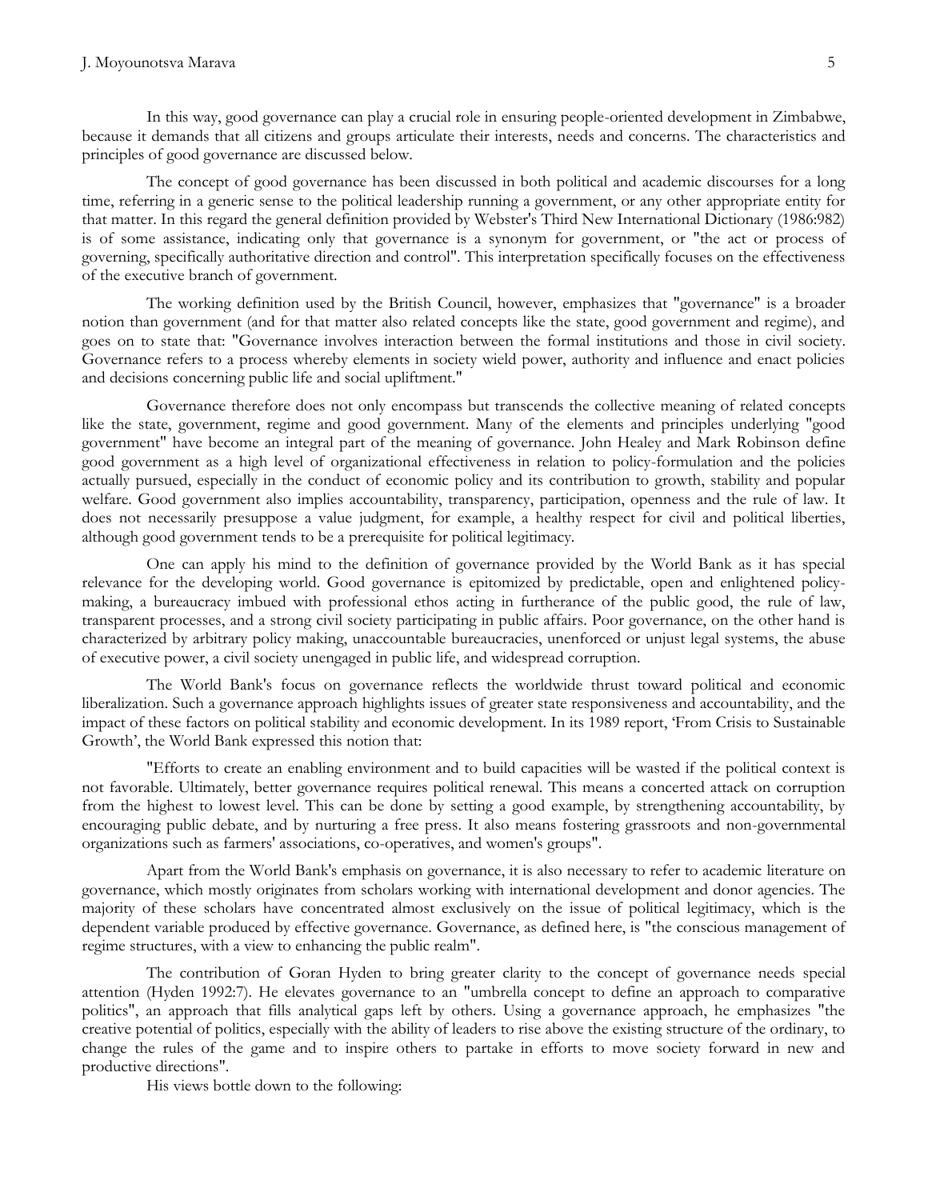In this way, good governance can play a crucial role in ensuring people-oriented development in Zimbabwe, because it demands that all citizens and groups articulate their interests, needs and concerns. The characteristics and principles of good governance are discussed below.

The concept of good governance has been discussed in both political and academic discourses for a long time, referring in a generic sense to the political leadership running a government, or any other appropriate entity for that matter. In this regard the general definition provided by Webster's Third New International Dictionary (1986:982) is of some assistance, indicating only that governance is a synonym for government, or "the act or process of governing, specifically authoritative direction and control". This interpretation specifically focuses on the effectiveness of the executive branch of government.

The working definition used by the British Council, however, emphasizes that "governance" is a broader notion than government (and for that matter also related concepts like the state, good government and regime), and goes on to state that: "Governance involves interaction between the formal institutions and those in civil society. Governance refers to a process whereby elements in society wield power, authority and influence and enact policies and decisions concerning public life and social upliftment."

Governance therefore does not only encompass but transcends the collective meaning of related concepts like the state, government, regime and good government. Many of the elements and principles underlying "good government" have become an integral part of the meaning of governance. John Healey and Mark Robinson define good government as a high level of organizational effectiveness in relation to policy-formulation and the policies actually pursued, especially in the conduct of economic policy and its contribution to growth, stability and popular welfare. Good government also implies accountability, transparency, participation, openness and the rule of law. It does not necessarily presuppose a value judgment, for example, a healthy respect for civil and political liberties, although good government tends to be a prerequisite for political legitimacy.

One can apply his mind to the definition of governance provided by the World Bank as it has special relevance for the developing world. Good governance is epitomized by predictable, open and enlightened policy-making, a bureaucracy imbued with professional ethos acting in furtherance of the public good, the rule of law, transparent processes, and a strong civil society participating in public affairs. Poor governance, on the other hand is characterized by arbitrary policy making, unaccountable bureaucracies, unenforced or unjust legal systems, the abuse of executive power, a civil society unengaged in public life, and widespread corruption.

The World Bank's focus on governance reflects the worldwide thrust toward political and economic liberalization. Such a governance approach highlights issues of greater state responsiveness and accountability, and the impact of these factors on political stability and economic development. In its 1989 report, 'From Crisis to Sustainable Growth', the World Bank expressed this notion that:

"Efforts to create an enabling environment and to build capacities will be wasted if the political context is not favorable. Ultimately, better governance requires political renewal. This means a concerted attack on corruption from the highest to lowest level. This can be done by setting a good example, by strengthening accountability, by encouraging public debate, and by nurturing a free press. It also means fostering grassroots and non-governmental organizations such as farmers' associations, co-operatives, and women's groups".

Apart from the World Bank's emphasis on governance, it is also necessary to refer to academic literature on governance, which mostly originates from scholars working with international development and donor agencies. The majority of these scholars have concentrated almost exclusively on the issue of political legitimacy, which is the dependent variable produced by effective governance. Governance, as defined here, is "the conscious management of regime structures, with a view to enhancing the public realm".

The contribution of Goran Hyden to bring greater clarity to the concept of governance needs special attention (Hyden 1992:7). He elevates governance to an "umbrella concept to define an approach to comparative politics", an approach that fills analytical gaps left by others. Using a governance approach, he emphasizes "the creative potential of politics, especially with the ability of leaders to rise above the existing structure of the ordinary, to change the rules of the game and to inspire others to partake in efforts to move society forward in new and productive directions".

His views bottle down to the following: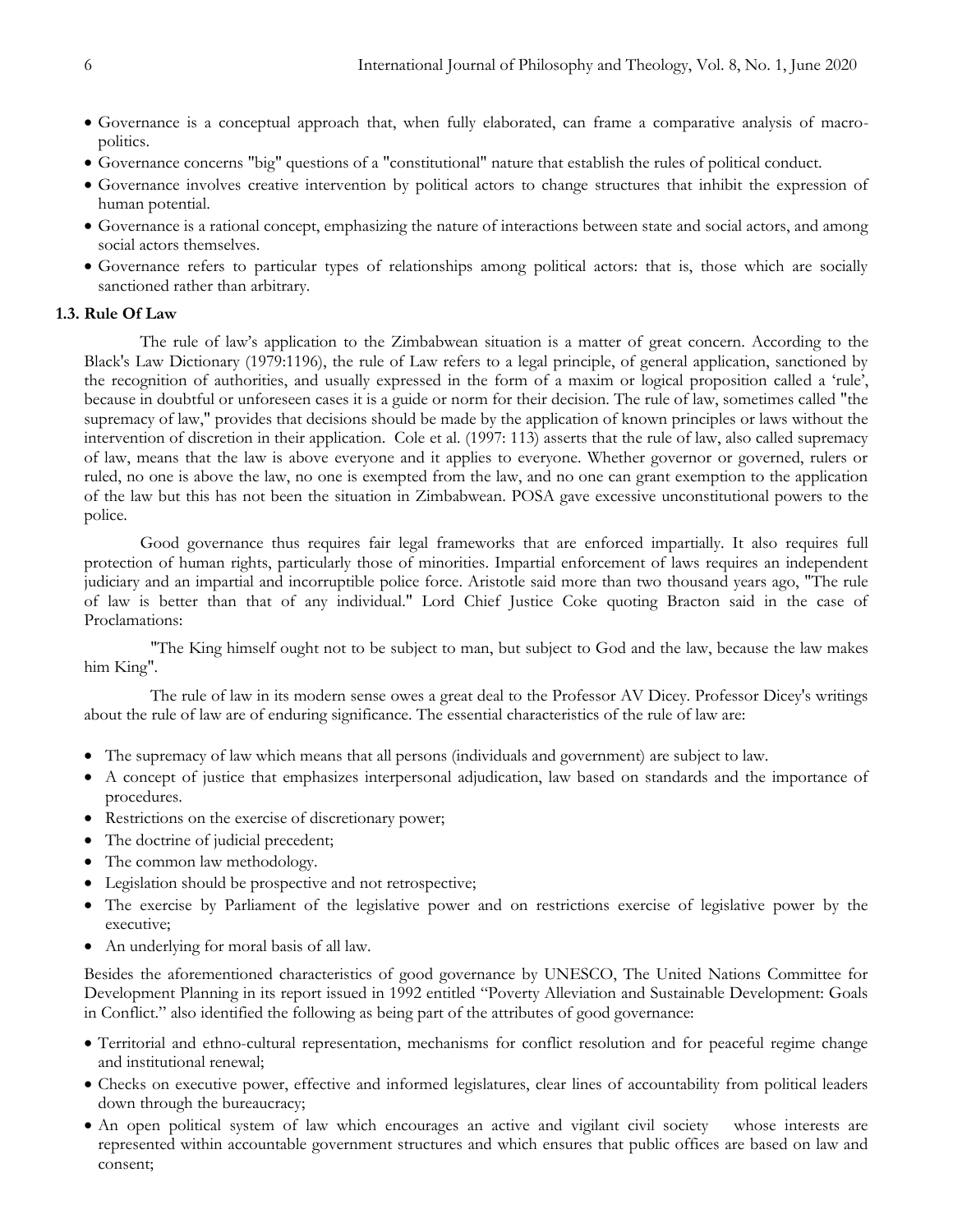- Governance is a conceptual approach that, when fully elaborated, can frame a comparative analysis of macro-politics.
- Governance concerns "big" questions of a "constitutional" nature that establish the rules of political conduct.
- Governance involves creative intervention by political actors to change structures that inhibit the expression of human potential.
- Governance is a rational concept, emphasizing the nature of interactions between state and social actors, and among social actors themselves.
- Governance refers to particular types of relationships among political actors: that is, those which are socially sanctioned rather than arbitrary.

### 1.3. Rule Of Law

The rule of law's application to the Zimbabwean situation is a matter of great concern. According to the Black's Law Dictionary (1979:1196), the rule of Law refers to a legal principle, of general application, sanctioned by the recognition of authorities, and usually expressed in the form of a maxim or logical proposition called a 'rule', because in doubtful or unforeseen cases it is a guide or norm for their decision. The rule of law, sometimes called "the supremacy of law," provides that decisions should be made by the application of known principles or laws without the intervention of discretion in their application. Cole et al. (1997: 113) asserts that the rule of law, also called supremacy of law, means that the law is above everyone and it applies to everyone. Whether governor or governed, rulers or ruled, no one is above the law, no one is exempted from the law, and no one can grant exemption to the application of the law but this has not been the situation in Zimbabwean. POSA gave excessive unconstitutional powers to the police.

Good governance thus requires fair legal frameworks that are enforced impartially. It also requires full protection of human rights, particularly those of minorities. Impartial enforcement of laws requires an independent judiciary and an impartial and incorruptible police force. Aristotle said more than two thousand years ago, "The rule of law is better than that of any individual." Lord Chief Justice Coke quoting Bracton said in the case of Proclamations:

"The King himself ought not to be subject to man, but subject to God and the law, because the law makes him King".

The rule of law in its modern sense owes a great deal to the Professor AV Dicey. Professor Dicey's writings about the rule of law are of enduring significance. The essential characteristics of the rule of law are:

- The supremacy of law which means that all persons (individuals and government) are subject to law.
- A concept of justice that emphasizes interpersonal adjudication, law based on standards and the importance of procedures.
- Restrictions on the exercise of discretionary power;
- The doctrine of judicial precedent;
- The common law methodology.
- Legislation should be prospective and not retrospective;
- The exercise by Parliament of the legislative power and on restrictions exercise of legislative power by the executive;
- An underlying for moral basis of all law.

Besides the aforementioned characteristics of good governance by UNESCO, The United Nations Committee for Development Planning in its report issued in 1992 entitled "Poverty Alleviation and Sustainable Development: Goals in Conflict." also identified the following as being part of the attributes of good governance:

- Territorial and ethno-cultural representation, mechanisms for conflict resolution and for peaceful regime change and institutional renewal;
- Checks on executive power, effective and informed legislatures, clear lines of accountability from political leaders down through the bureaucracy;
- An open political system of law which encourages an active and vigilant civil society whose interests are represented within accountable government structures and which ensures that public offices are based on law and consent;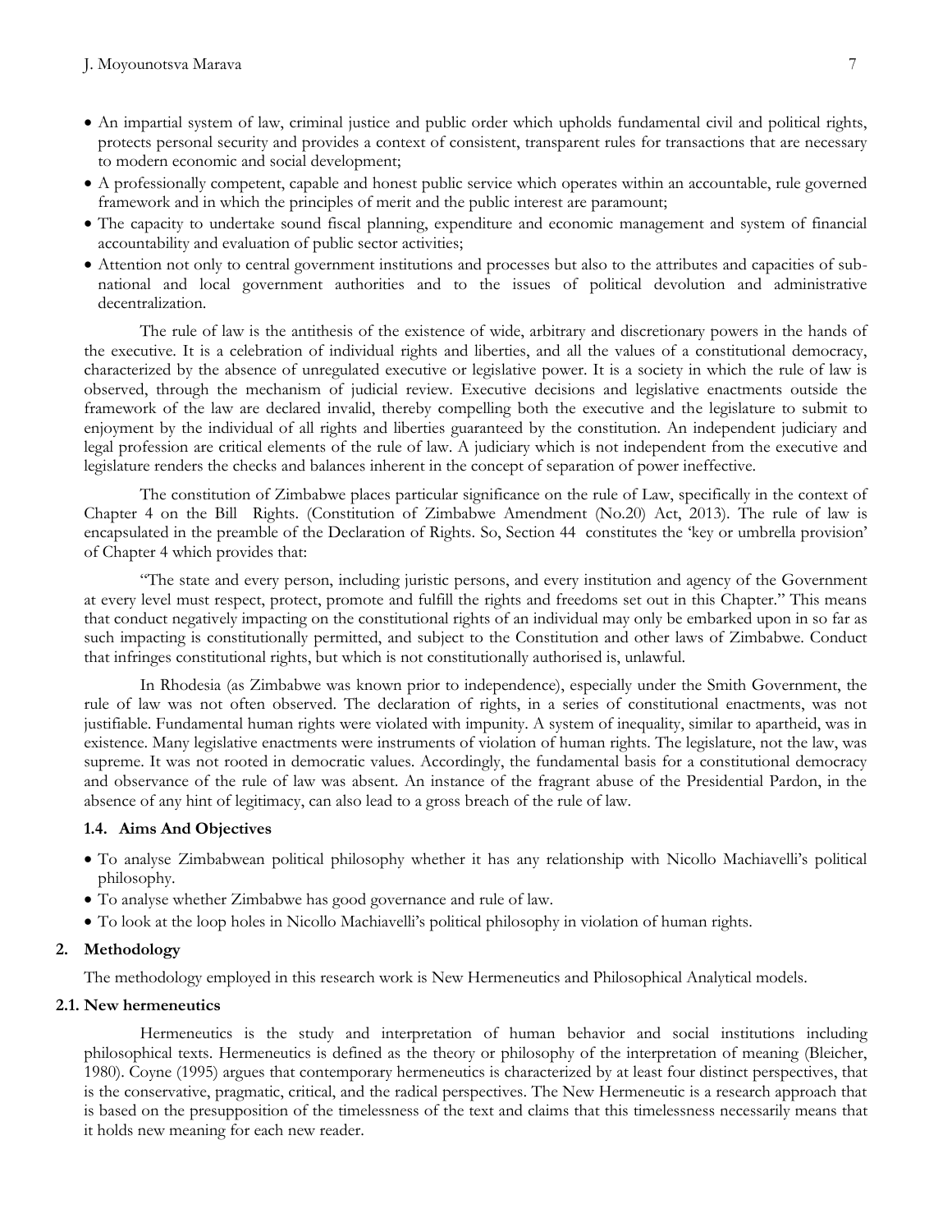- An impartial system of law, criminal justice and public order which upholds fundamental civil and political rights, protects personal security and provides a context of consistent, transparent rules for transactions that are necessary to modern economic and social development;
- A professionally competent, capable and honest public service which operates within an accountable, rule governed framework and in which the principles of merit and the public interest are paramount;
- The capacity to undertake sound fiscal planning, expenditure and economic management and system of financial accountability and evaluation of public sector activities;
- Attention not only to central government institutions and processes but also to the attributes and capacities of sub-national and local government authorities and to the issues of political devolution and administrative decentralization.

The rule of law is the antithesis of the existence of wide, arbitrary and discretionary powers in the hands of the executive. It is a celebration of individual rights and liberties, and all the values of a constitutional democracy, characterized by the absence of unregulated executive or legislative power. It is a society in which the rule of law is observed, through the mechanism of judicial review. Executive decisions and legislative enactments outside the framework of the law are declared invalid, thereby compelling both the executive and the legislature to submit to enjoyment by the individual of all rights and liberties guaranteed by the constitution. An independent judiciary and legal profession are critical elements of the rule of law. A judiciary which is not independent from the executive and legislature renders the checks and balances inherent in the concept of separation of power ineffective.

The constitution of Zimbabwe places particular significance on the rule of Law, specifically in the context of Chapter 4 on the Bill Rights. (Constitution of Zimbabwe Amendment (No.20) Act, 2013). The rule of law is encapsulated in the preamble of the Declaration of Rights. So, Section 44 constitutes the 'key or umbrella provision' of Chapter 4 which provides that:

"The state and every person, including juristic persons, and every institution and agency of the Government at every level must respect, protect, promote and fulfill the rights and freedoms set out in this Chapter." This means that conduct negatively impacting on the constitutional rights of an individual may only be embarked upon in so far as such impacting is constitutionally permitted, and subject to the Constitution and other laws of Zimbabwe. Conduct that infringes constitutional rights, but which is not constitutionally authorised is, unlawful.

In Rhodesia (as Zimbabwe was known prior to independence), especially under the Smith Government, the rule of law was not often observed. The declaration of rights, in a series of constitutional enactments, was not justifiable. Fundamental human rights were violated with impunity. A system of inequality, similar to apartheid, was in existence. Many legislative enactments were instruments of violation of human rights. The legislature, not the law, was supreme. It was not rooted in democratic values. Accordingly, the fundamental basis for a constitutional democracy and observance of the rule of law was absent. An instance of the fragrant abuse of the Presidential Pardon, in the absence of any hint of legitimacy, can also lead to a gross breach of the rule of law.

### 1.4. Aims And Objectives

- To analyse Zimbabwean political philosophy whether it has any relationship with Nicollo Machiavelli's political philosophy.
- To analyse whether Zimbabwe has good governance and rule of law.
- To look at the loop holes in Nicollo Machiavelli's political philosophy in violation of human rights.

## 2. Methodology

The methodology employed in this research work is New Hermeneutics and Philosophical Analytical models.

### 2.1. New hermeneutics

Hermeneutics is the study and interpretation of human behavior and social institutions including philosophical texts. Hermeneutics is defined as the theory or philosophy of the interpretation of meaning (Bleicher, 1980). Coyne (1995) argues that contemporary hermeneutics is characterized by at least four distinct perspectives, that is the conservative, pragmatic, critical, and the radical perspectives. The New Hermeneutic is a research approach that is based on the presupposition of the timelessness of the text and claims that this timelessness necessarily means that it holds new meaning for each new reader.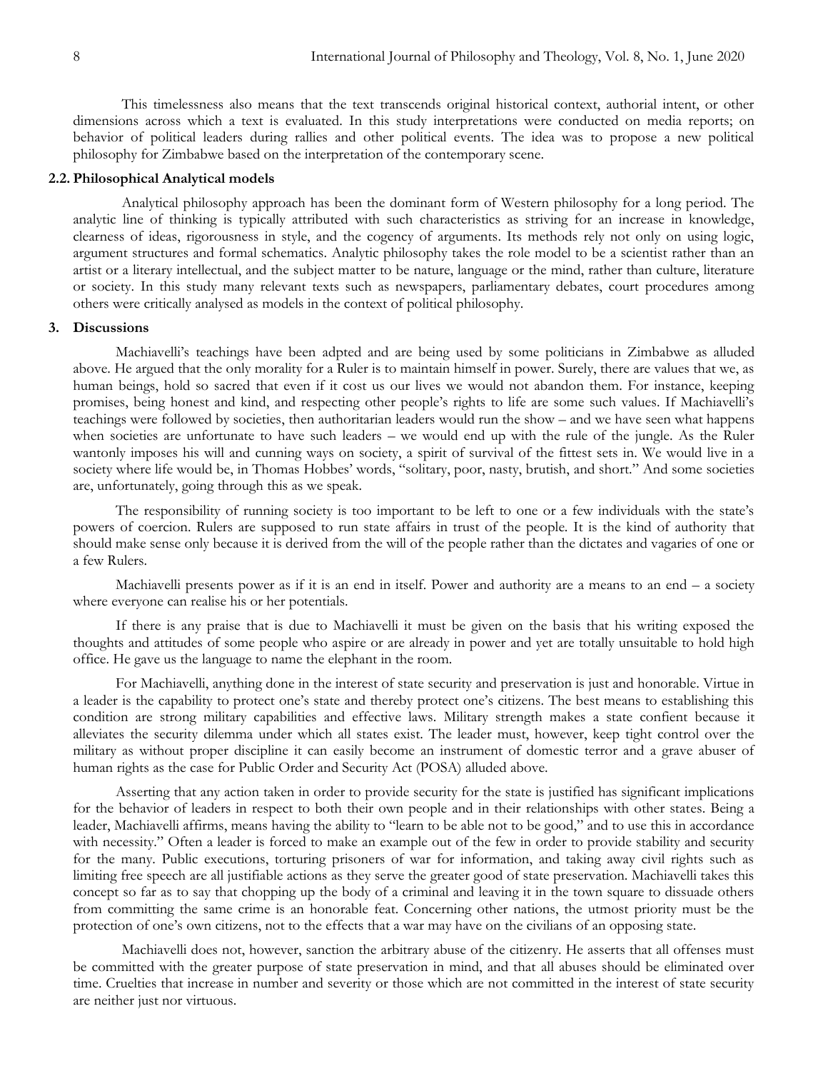This timelessness also means that the text transcends original historical context, authorial intent, or other dimensions across which a text is evaluated. In this study interpretations were conducted on media reports; on behavior of political leaders during rallies and other political events. The idea was to propose a new political philosophy for Zimbabwe based on the interpretation of the contemporary scene.

### 2.2. Philosophical Analytical models

Analytical philosophy approach has been the dominant form of Western philosophy for a long period. The analytic line of thinking is typically attributed with such characteristics as striving for an increase in knowledge, clearness of ideas, rigorousness in style, and the cogency of arguments. Its methods rely not only on using logic, argument structures and formal schematics. Analytic philosophy takes the role model to be a scientist rather than an artist or a literary intellectual, and the subject matter to be nature, language or the mind, rather than culture, literature or society. In this study many relevant texts such as newspapers, parliamentary debates, court procedures among others were critically analysed as models in the context of political philosophy.

## 3. Discussions

Machiavelli's teachings have been adpted and are being used by some politicians in Zimbabwe as alluded above. He argued that the only morality for a Ruler is to maintain himself in power. Surely, there are values that we, as human beings, hold so sacred that even if it cost us our lives we would not abandon them. For instance, keeping promises, being honest and kind, and respecting other people's rights to life are some such values. If Machiavelli's teachings were followed by societies, then authoritarian leaders would run the show – and we have seen what happens when societies are unfortunate to have such leaders – we would end up with the rule of the jungle. As the Ruler wantonly imposes his will and cunning ways on society, a spirit of survival of the fittest sets in. We would live in a society where life would be, in Thomas Hobbes' words, "solitary, poor, nasty, brutish, and short." And some societies are, unfortunately, going through this as we speak.

The responsibility of running society is too important to be left to one or a few individuals with the state's powers of coercion. Rulers are supposed to run state affairs in trust of the people. It is the kind of authority that should make sense only because it is derived from the will of the people rather than the dictates and vagaries of one or a few Rulers.

Machiavelli presents power as if it is an end in itself. Power and authority are a means to an end – a society where everyone can realise his or her potentials.

If there is any praise that is due to Machiavelli it must be given on the basis that his writing exposed the thoughts and attitudes of some people who aspire or are already in power and yet are totally unsuitable to hold high office. He gave us the language to name the elephant in the room.

For Machiavelli, anything done in the interest of state security and preservation is just and honorable. Virtue in a leader is the capability to protect one's state and thereby protect one's citizens. The best means to establishing this condition are strong military capabilities and effective laws. Military strength makes a state confient because it alleviates the security dilemma under which all states exist. The leader must, however, keep tight control over the military as without proper discipline it can easily become an instrument of domestic terror and a grave abuser of human rights as the case for Public Order and Security Act (POSA) alluded above.

Asserting that any action taken in order to provide security for the state is justified has significant implications for the behavior of leaders in respect to both their own people and in their relationships with other states. Being a leader, Machiavelli affirms, means having the ability to "learn to be able not to be good," and to use this in accordance with necessity." Often a leader is forced to make an example out of the few in order to provide stability and security for the many. Public executions, torturing prisoners of war for information, and taking away civil rights such as limiting free speech are all justifiable actions as they serve the greater good of state preservation. Machiavelli takes this concept so far as to say that chopping up the body of a criminal and leaving it in the town square to dissuade others from committing the same crime is an honorable feat. Concerning other nations, the utmost priority must be the protection of one's own citizens, not to the effects that a war may have on the civilians of an opposing state.

Machiavelli does not, however, sanction the arbitrary abuse of the citizenry. He asserts that all offenses must be committed with the greater purpose of state preservation in mind, and that all abuses should be eliminated over time. Cruelties that increase in number and severity or those which are not committed in the interest of state security are neither just nor virtuous.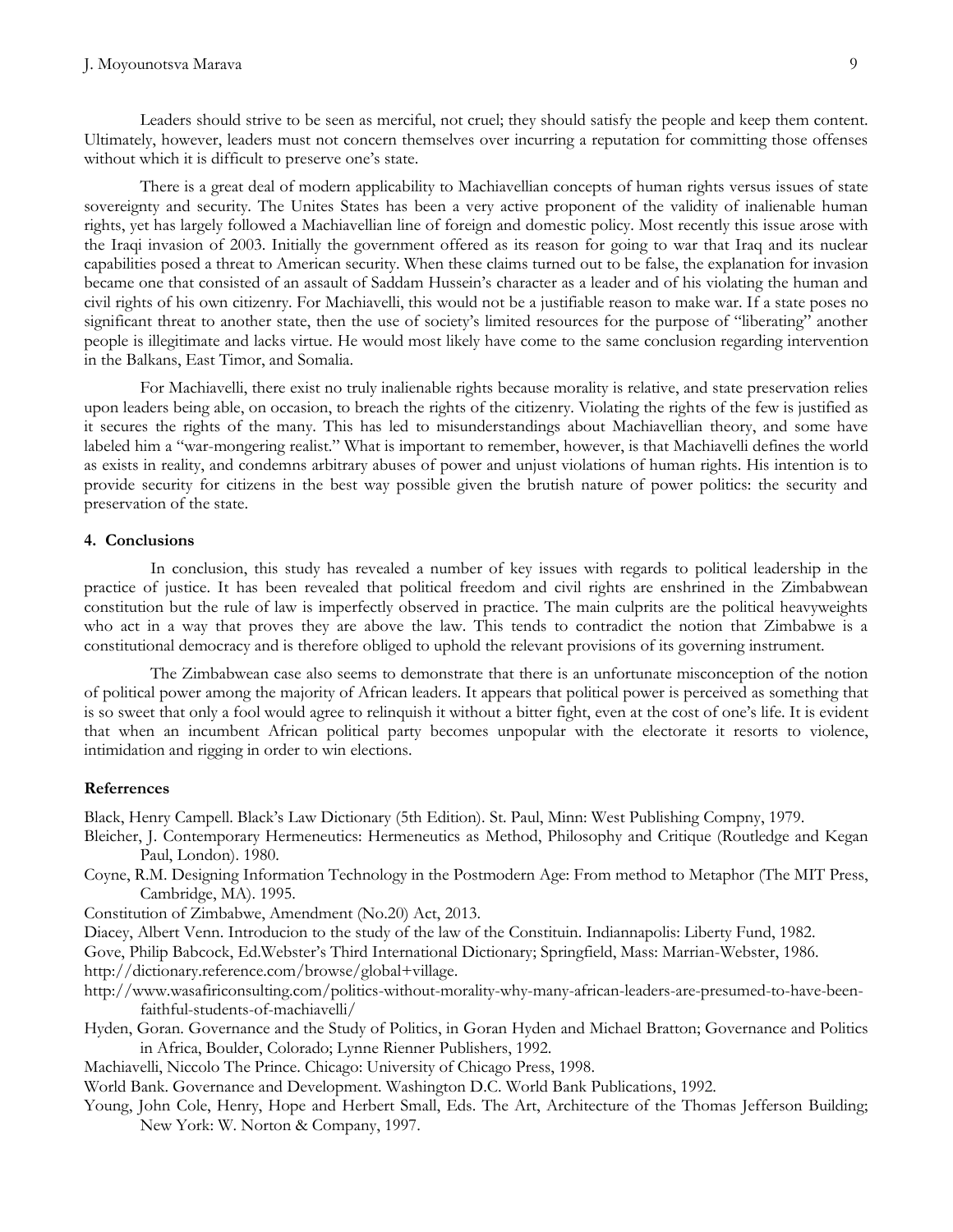Leaders should strive to be seen as merciful, not cruel; they should satisfy the people and keep them content. Ultimately, however, leaders must not concern themselves over incurring a reputation for committing those offenses without which it is difficult to preserve one's state.

There is a great deal of modern applicability to Machiavellian concepts of human rights versus issues of state sovereignty and security. The Unites States has been a very active proponent of the validity of inalienable human rights, yet has largely followed a Machiavellian line of foreign and domestic policy. Most recently this issue arose with the Iraqi invasion of 2003. Initially the government offered as its reason for going to war that Iraq and its nuclear capabilities posed a threat to American security. When these claims turned out to be false, the explanation for invasion became one that consisted of an assault of Saddam Hussein's character as a leader and of his violating the human and civil rights of his own citizenry. For Machiavelli, this would not be a justifiable reason to make war. If a state poses no significant threat to another state, then the use of society's limited resources for the purpose of "liberating" another people is illegitimate and lacks virtue. He would most likely have come to the same conclusion regarding intervention in the Balkans, East Timor, and Somalia.

For Machiavelli, there exist no truly inalienable rights because morality is relative, and state preservation relies upon leaders being able, on occasion, to breach the rights of the citizenry. Violating the rights of the few is justified as it secures the rights of the many. This has led to misunderstandings about Machiavellian theory, and some have labeled him a "war-mongering realist." What is important to remember, however, is that Machiavelli defines the world as exists in reality, and condemns arbitrary abuses of power and unjust violations of human rights. His intention is to provide security for citizens in the best way possible given the brutish nature of power politics: the security and preservation of the state.

## 4. Conclusions

In conclusion, this study has revealed a number of key issues with regards to political leadership in the practice of justice. It has been revealed that political freedom and civil rights are enshrined in the Zimbabwean constitution but the rule of law is imperfectly observed in practice. The main culprits are the political heavyweights who act in a way that proves they are above the law. This tends to contradict the notion that Zimbabwe is a constitutional democracy and is therefore obliged to uphold the relevant provisions of its governing instrument.

The Zimbabwean case also seems to demonstrate that there is an unfortunate misconception of the notion of political power among the majority of African leaders. It appears that political power is perceived as something that is so sweet that only a fool would agree to relinquish it without a bitter fight, even at the cost of one's life. It is evident that when an incumbent African political party becomes unpopular with the electorate it resorts to violence, intimidation and rigging in order to win elections.

## Referrences

Black, Henry Campell. Black's Law Dictionary (5th Edition). St. Paul, Minn: West Publishing Compny, 1979.

Bleicher, J. Contemporary Hermeneutics: Hermeneutics as Method, Philosophy and Critique (Routledge and Kegan Paul, London). 1980.

Coyne, R.M. Designing Information Technology in the Postmodern Age: From method to Metaphor (The MIT Press, Cambridge, MA). 1995.

Constitution of Zimbabwe, Amendment (No.20) Act, 2013.

Diacey, Albert Venn. Introducion to the study of the law of the Constituin. Indiannapolis: Liberty Fund, 1982.

Gove, Philip Babcock, Ed.Webster's Third International Dictionary; Springfield, Mass: Marrian-Webster, 1986.

http://dictionary.reference.com/browse/global+village.

http://www.wasafiriconsulting.com/politics-without-morality-why-many-african-leaders-are-presumed-to-have-been-faithful-students-of-machiavelli/

Hyden, Goran. Governance and the Study of Politics, in Goran Hyden and Michael Bratton; Governance and Politics in Africa, Boulder, Colorado; Lynne Rienner Publishers, 1992.

Machiavelli, Niccolo The Prince. Chicago: University of Chicago Press, 1998.

World Bank. Governance and Development. Washington D.C. World Bank Publications, 1992.

Young, John Cole, Henry, Hope and Herbert Small, Eds. The Art, Architecture of the Thomas Jefferson Building; New York: W. Norton & Company, 1997.